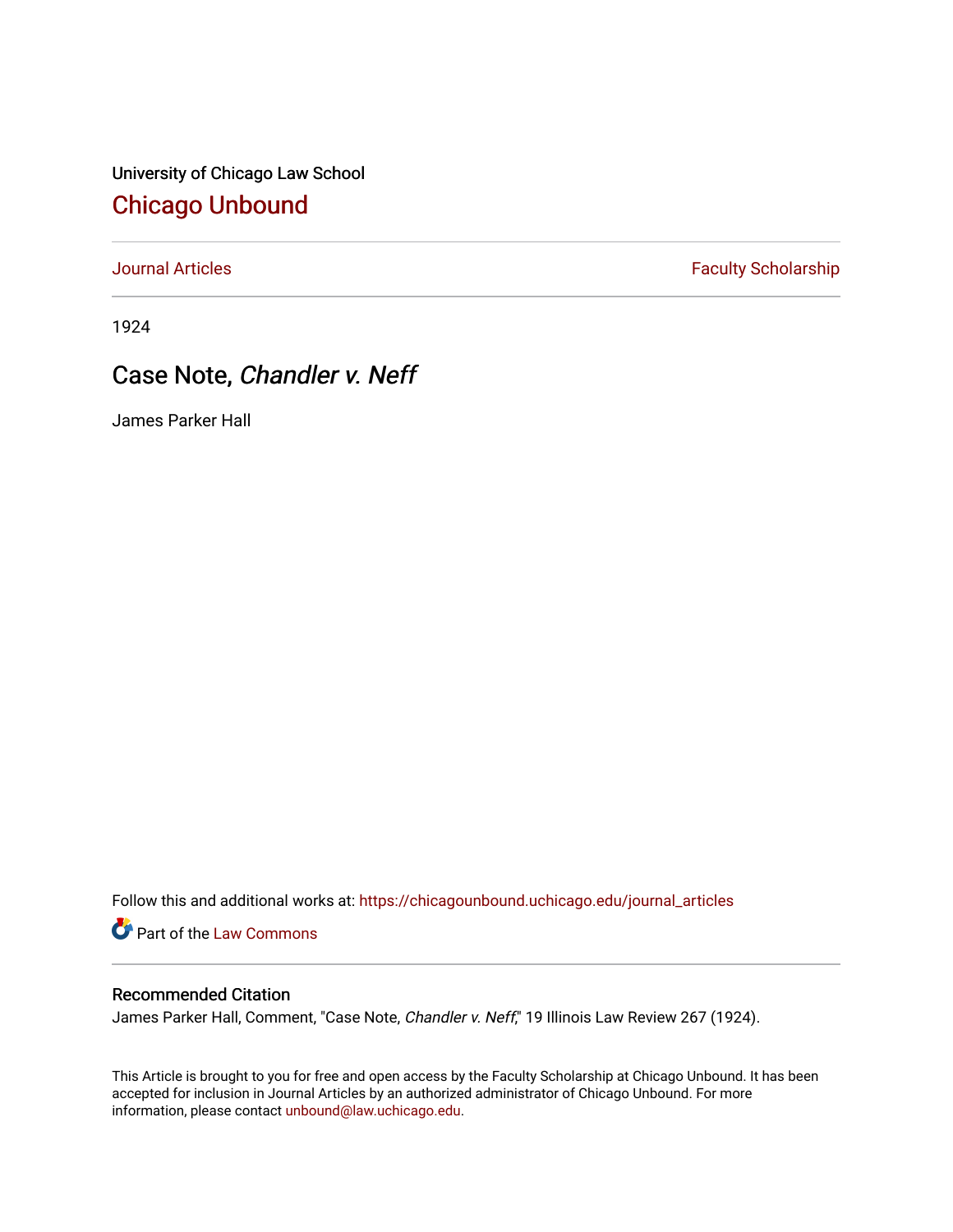University of Chicago Law School

# [Chicago Unbound](https://chicagounbound.uchicago.edu/)

Journal Articles | Faculty Scholarship

1924

## Case Note, *Chandler v. Neff*

James Parker Hall

Follow this and additional works at: https://chicagounbound.uchicago.edu/journal_articles

Part of the Law Commons

### Recommended Citation

James Parker Hall, Comment, "Case Note, *Chandler v. Neff*," 19 Illinois Law Review 267 (1924).

This Article is brought to you for free and open access by the Faculty Scholarship at Chicago Unbound. It has been accepted for inclusion in Journal Articles by an authorized administrator of Chicago Unbound. For more information, please contact unbound@law.uchicago.edu.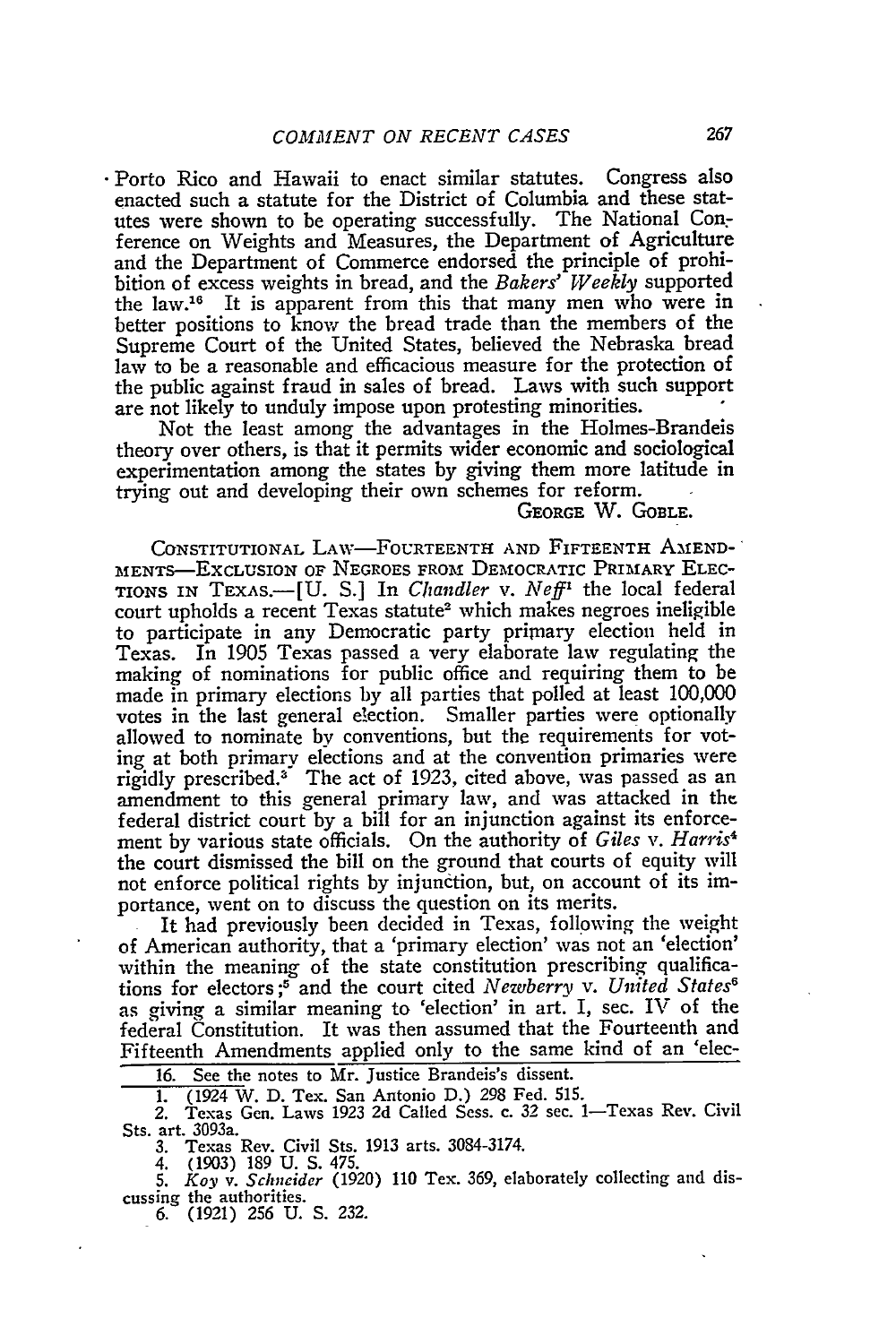Porto Rico and Hawaii to enact similar statutes. Congress also enacted such a statute for the District of Columbia and these statutes were shown to be operating successfully. The National Conference on Weights and Measures, the Department of Agriculture and the Department of Commerce endorsed the principle of prohibition of excess weights in bread, and the *Bakers' Weekly* supported the law.[16] It is apparent from this that many men who were in better positions to know the bread trade than the members of the Supreme Court of the United States, believed the Nebraska bread law to be a reasonable and efficacious measure for the protection of the public against fraud in sales of bread. Laws with such support are not likely to unduly impose upon protesting minorities.

Not the least among the advantages in the Holmes-Brandeis theory over others, is that it permits wider economic and sociological experimentation among the states by giving them more latitude in trying out and developing their own schemes for reform.

GEORGE W. GOBLE.

CONSTITUTIONAL LAW—FOURTEENTH AND FIFTEENTH AMENDMENTS—EXCLUSION OF NEGROES FROM DEMOCRATIC PRIMARY ELECTIONS IN TEXAS.—[U. S.] In *Chandler* v. *Neff*[1] the local federal court upholds a recent Texas statute[2] which makes negroes ineligible to participate in any Democratic party primary election held in Texas. In 1905 Texas passed a very elaborate law regulating the making of nominations for public office and requiring them to be made in primary elections by all parties that polled at least 100,000 votes in the last general election. Smaller parties were optionally allowed to nominate by conventions, but the requirements for voting at both primary elections and at the convention primaries were rigidly prescribed.[3] The act of 1923, cited above, was passed as an amendment to this general primary law, and was attacked in the federal district court by a bill for an injunction against its enforcement by various state officials. On the authority of *Giles* v. *Harris*[4] the court dismissed the bill on the ground that courts of equity will not enforce political rights by injunction, but, on account of its importance, went on to discuss the question on its merits.

It had previously been decided in Texas, following the weight of American authority, that a 'primary election' was not an 'election' within the meaning of the state constitution prescribing qualifications for electors;[5] and the court cited *Newberry* v. *United States*[6] as giving a similar meaning to 'election' in art. I, sec. IV of the federal Constitution. It was then assumed that the Fourteenth and Fifteenth Amendments applied only to the same kind of an 'elec-

---

16. See the notes to Mr. Justice Brandeis's dissent.

1. (1924 W. D. Tex. San Antonio D.) 298 Fed. 515.
2. Texas Gen. Laws 1923 2d Called Sess. c. 32 sec. 1—Texas Rev. Civil Sts. art. 3093a.
3. Texas Rev. Civil Sts. 1913 arts. 3084-3174.
4. (1903) 189 U. S. 475.
5. *Koy* v. *Schneider* (1920) 110 Tex. 369, elaborately collecting and discussing the authorities.
6. (1921) 256 U. S. 232.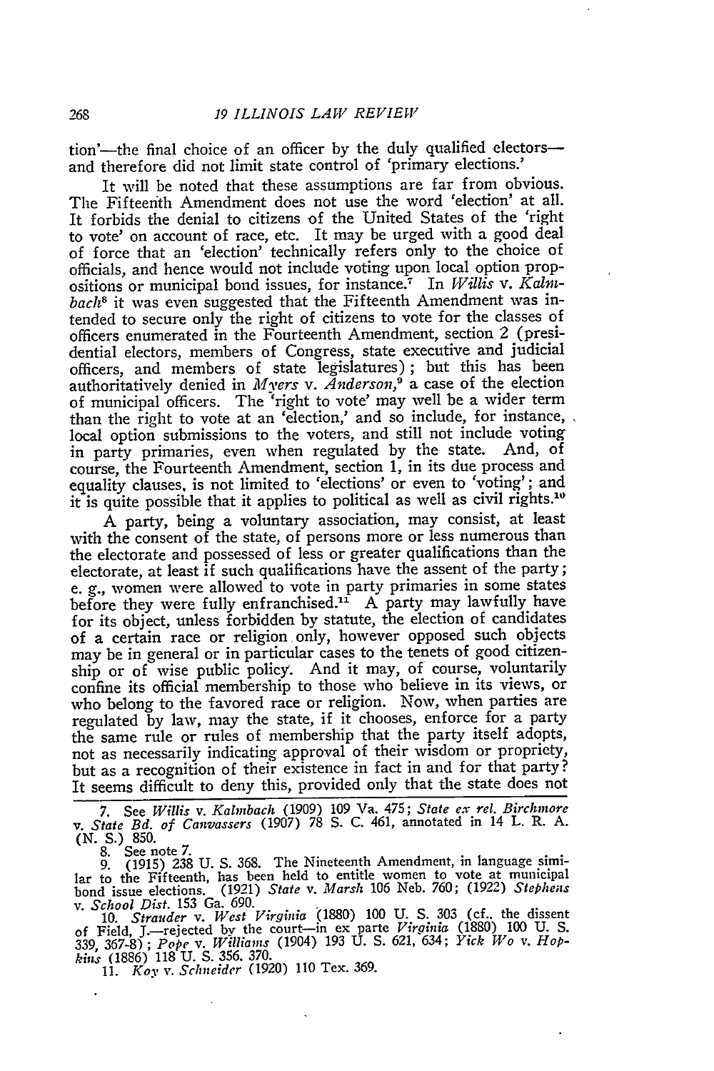tion'—the final choice of an officer by the duly qualified electors—and therefore did not limit state control of 'primary elections.'

It will be noted that these assumptions are far from obvious. The Fifteenth Amendment does not use the word 'election' at all. It forbids the denial to citizens of the United States of the 'right to vote' on account of race, etc. It may be urged with a good deal of force that an 'election' technically refers only to the choice of officials, and hence would not include voting upon local option propositions or municipal bond issues, for instance.[7] In *Willis* v. *Kalmbach*[8] it was even suggested that the Fifteenth Amendment was intended to secure only the right of citizens to vote for the classes of officers enumerated in the Fourteenth Amendment, section 2 (presidential electors, members of Congress, state executive and judicial officers, and members of state legislatures); but this has been authoritatively denied in *Myers* v. *Anderson*,[9] a case of the election of municipal officers. The 'right to vote' may well be a wider term than the right to vote at an 'election,' and so include, for instance, local option submissions to the voters, and still not include voting in party primaries, even when regulated by the state. And, of course, the Fourteenth Amendment, section 1, in its due process and equality clauses, is not limited to 'elections' or even to 'voting'; and it is quite possible that it applies to political as well as civil rights.[10]

A party, being a voluntary association, may consist, at least with the consent of the state, of persons more or less numerous than the electorate and possessed of less or greater qualifications than the electorate, at least if such qualifications have the assent of the party; e. g., women were allowed to vote in party primaries in some states before they were fully enfranchised.[11] A party may lawfully have for its object, unless forbidden by statute, the election of candidates of a certain race or religion only, however opposed such objects may be in general or in particular cases to the tenets of good citizenship or of wise public policy. And it may, of course, voluntarily confine its official membership to those who believe in its views, or who belong to the favored race or religion. Now, when parties are regulated by law, may the state, if it chooses, enforce for a party the same rule or rules of membership that the party itself adopts, not as necessarily indicating approval of their wisdom or propriety, but as a recognition of their existence in fact in and for that party? It seems difficult to deny this, provided only that the state does not

---

7. See *Willis* v. *Kalmbach* (1909) 109 Va. 475; *State ex rel. Birchmore* v. *State Bd. of Canvassers* (1907) 78 S. C. 461, annotated in 14 L. R. A. (N. S.) 850.

8. See note 7.

9. (1915) 238 U. S. 368. The Nineteenth Amendment, in language similar to the Fifteenth, has been held to entitle women to vote at municipal bond issue elections. (1921) *State* v. *Marsh* 106 Neb. 760; (1922) *Stephens* v. *School Dist.* 153 Ga. 690.

10. *Strauder* v. *West Virginia* (1880) 100 U. S. 303 (cf., the dissent of Field, J.—rejected by the court—in ex parte *Virginia* (1880) 100 U. S. 339, 367-8); *Pope* v. *Williams* (1904) 193 U. S. 621, 634; *Yick Wo* v. *Hopkins* (1886) 118 U. S. 356, 370.

11. *Koy* v. *Schneider* (1920) 110 Tex. 369.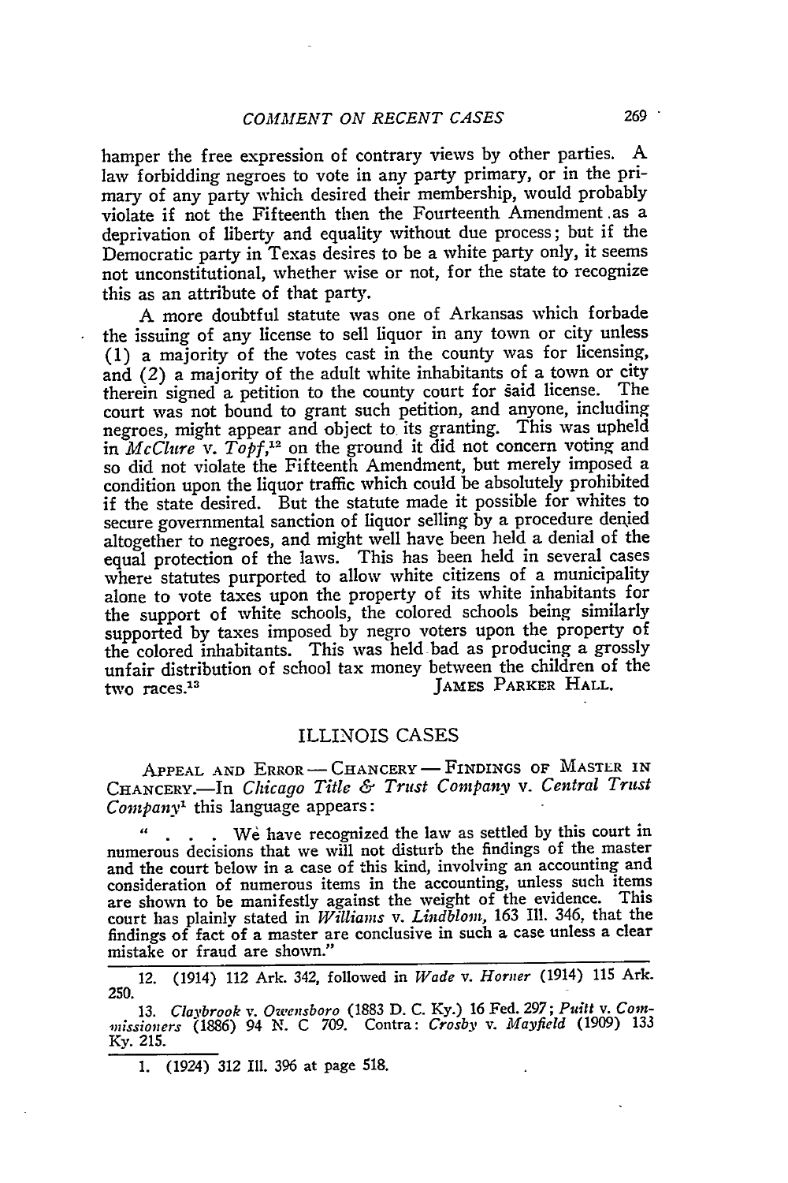hamper the free expression of contrary views by other parties. A law forbidding negroes to vote in any party primary, or in the primary of any party which desired their membership, would probably violate if not the Fifteenth then the Fourteenth Amendment as a deprivation of liberty and equality without due process; but if the Democratic party in Texas desires to be a white party only, it seems not unconstitutional, whether wise or not, for the state to recognize this as an attribute of that party.

A more doubtful statute was one of Arkansas which forbade the issuing of any license to sell liquor in any town or city unless (1) a majority of the votes cast in the county was for licensing, and (2) a majority of the adult white inhabitants of a town or city therein signed a petition to the county court for said license. The court was not bound to grant such petition, and anyone, including negroes, might appear and object to its granting. This was upheld in *McClure* v. *Topf*,[12] on the ground it did not concern voting and so did not violate the Fifteenth Amendment, but merely imposed a condition upon the liquor traffic which could be absolutely prohibited if the state desired. But the statute made it possible for whites to secure governmental sanction of liquor selling by a procedure denied altogether to negroes, and might well have been held a denial of the equal protection of the laws. This has been held in several cases where statutes purported to allow white citizens of a municipality alone to vote taxes upon the property of its white inhabitants for the support of white schools, the colored schools being similarly supported by taxes imposed by negro voters upon the property of the colored inhabitants. This was held bad as producing a grossly unfair distribution of school tax money between the children of the two races.[13]

JAMES PARKER HALL.

## ILLINOIS CASES

APPEAL AND ERROR — CHANCERY — FINDINGS OF MASTER IN CHANCERY.—In *Chicago Title & Trust Company* v. *Central Trust Company*[1] this language appears:

> " . . . We have recognized the law as settled by this court in numerous decisions that we will not disturb the findings of the master and the court below in a case of this kind, involving an accounting and consideration of numerous items in the accounting, unless such items are shown to be manifestly against the weight of the evidence. This court has plainly stated in *Williams* v. *Lindblom*, 163 Ill. 346, that the findings of fact of a master are conclusive in such a case unless a clear mistake or fraud are shown."

12. (1914) 112 Ark. 342, followed in *Wade* v. *Horner* (1914) 115 Ark. 250.

13. *Claybrook* v. *Owensboro* (1883 D. C. Ky.) 16 Fed. 297; *Puitt* v. *Commissioners* (1886) 94 N. C 709. Contra: *Crosby* v. *Mayfield* (1909) 133 Ky. 215.

1. (1924) 312 Ill. 396 at page 518.